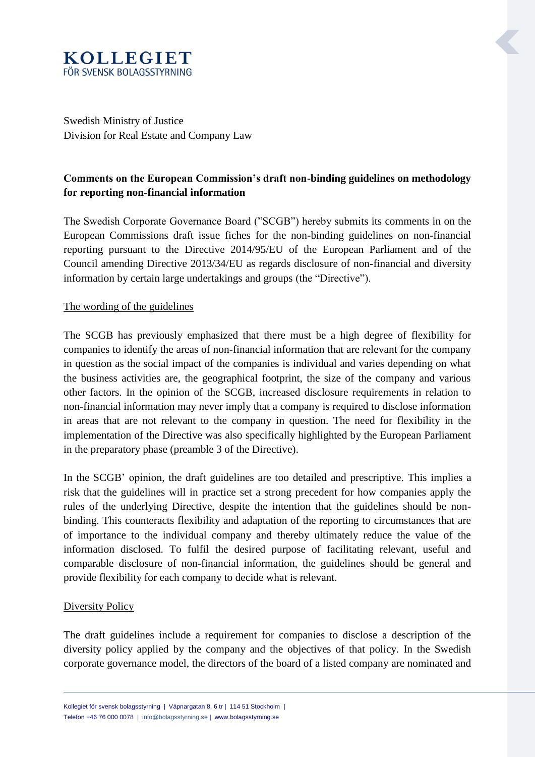# KOLLEGIET
FÖR SVENSK BOLAGSSTYRNING

Swedish Ministry of Justice
Division for Real Estate and Company Law

**Comments on the European Commission's draft non-binding guidelines on methodology for reporting non-financial information**

The Swedish Corporate Governance Board ("SCGB") hereby submits its comments in on the European Commissions draft issue fiches for the non-binding guidelines on non-financial reporting pursuant to the Directive 2014/95/EU of the European Parliament and of the Council amending Directive 2013/34/EU as regards disclosure of non-financial and diversity information by certain large undertakings and groups (the "Directive").

The wording of the guidelines

The SCGB has previously emphasized that there must be a high degree of flexibility for companies to identify the areas of non-financial information that are relevant for the company in question as the social impact of the companies is individual and varies depending on what the business activities are, the geographical footprint, the size of the company and various other factors. In the opinion of the SCGB, increased disclosure requirements in relation to non-financial information may never imply that a company is required to disclose information in areas that are not relevant to the company in question. The need for flexibility in the implementation of the Directive was also specifically highlighted by the European Parliament in the preparatory phase (preamble 3 of the Directive).

In the SCGB' opinion, the draft guidelines are too detailed and prescriptive. This implies a risk that the guidelines will in practice set a strong precedent for how companies apply the rules of the underlying Directive, despite the intention that the guidelines should be non-binding. This counteracts flexibility and adaptation of the reporting to circumstances that are of importance to the individual company and thereby ultimately reduce the value of the information disclosed. To fulfil the desired purpose of facilitating relevant, useful and comparable disclosure of non-financial information, the guidelines should be general and provide flexibility for each company to decide what is relevant.

Diversity Policy

The draft guidelines include a requirement for companies to disclose a description of the diversity policy applied by the company and the objectives of that policy. In the Swedish corporate governance model, the directors of the board of a listed company are nominated and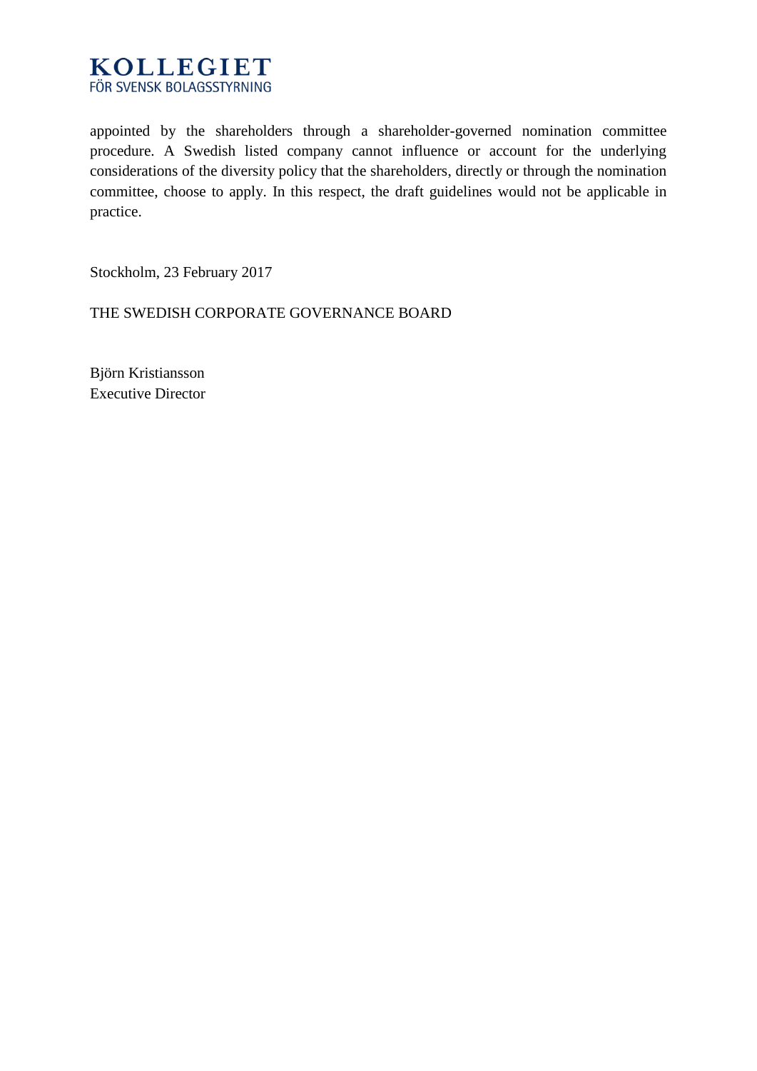appointed by the shareholders through a shareholder-governed nomination committee procedure. A Swedish listed company cannot influence or account for the underlying considerations of the diversity policy that the shareholders, directly or through the nomination committee, choose to apply. In this respect, the draft guidelines would not be applicable in practice.

Stockholm, 23 February 2017

THE SWEDISH CORPORATE GOVERNANCE BOARD

Björn Kristiansson  
Executive Director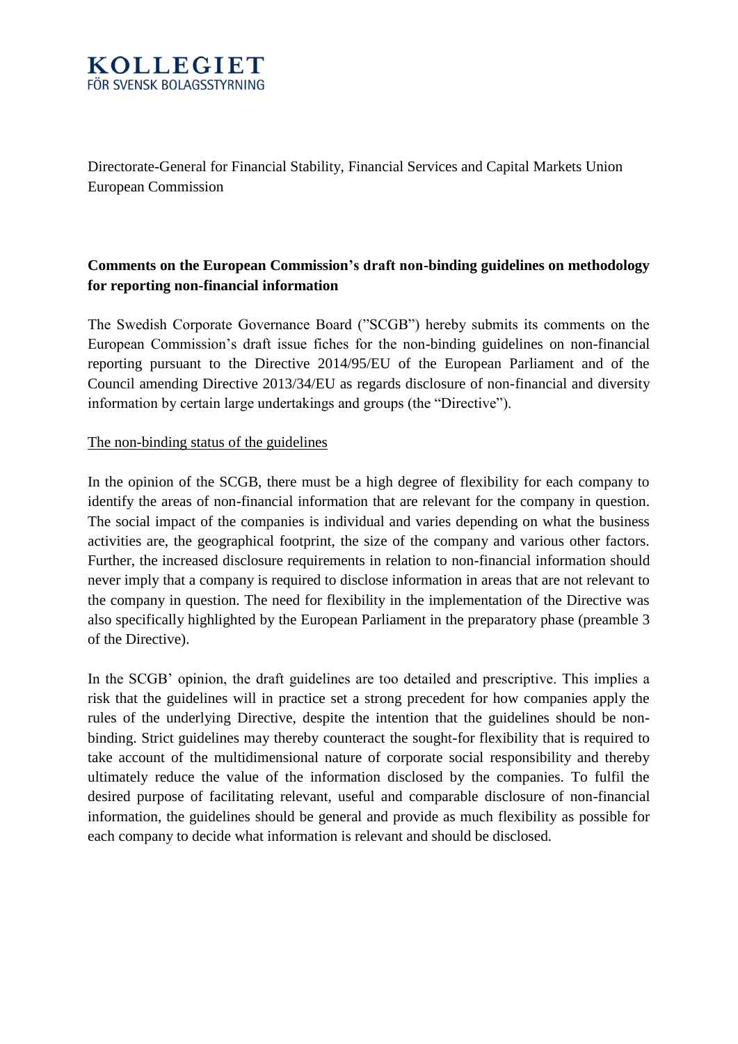**KOLLEGIET**
FÖR SVENSK BOLAGSSTYRNING

Directorate-General for Financial Stability, Financial Services and Capital Markets Union
European Commission

**Comments on the European Commission's draft non-binding guidelines on methodology for reporting non-financial information**

The Swedish Corporate Governance Board ("SCGB") hereby submits its comments on the European Commission's draft issue fiches for the non-binding guidelines on non-financial reporting pursuant to the Directive 2014/95/EU of the European Parliament and of the Council amending Directive 2013/34/EU as regards disclosure of non-financial and diversity information by certain large undertakings and groups (the "Directive").

<u>The non-binding status of the guidelines</u>

In the opinion of the SCGB, there must be a high degree of flexibility for each company to identify the areas of non-financial information that are relevant for the company in question. The social impact of the companies is individual and varies depending on what the business activities are, the geographical footprint, the size of the company and various other factors. Further, the increased disclosure requirements in relation to non-financial information should never imply that a company is required to disclose information in areas that are not relevant to the company in question. The need for flexibility in the implementation of the Directive was also specifically highlighted by the European Parliament in the preparatory phase (preamble 3 of the Directive).

In the SCGB' opinion, the draft guidelines are too detailed and prescriptive. This implies a risk that the guidelines will in practice set a strong precedent for how companies apply the rules of the underlying Directive, despite the intention that the guidelines should be non-binding. Strict guidelines may thereby counteract the sought-for flexibility that is required to take account of the multidimensional nature of corporate social responsibility and thereby ultimately reduce the value of the information disclosed by the companies. To fulfil the desired purpose of facilitating relevant, useful and comparable disclosure of non-financial information, the guidelines should be general and provide as much flexibility as possible for each company to decide what information is relevant and should be disclosed.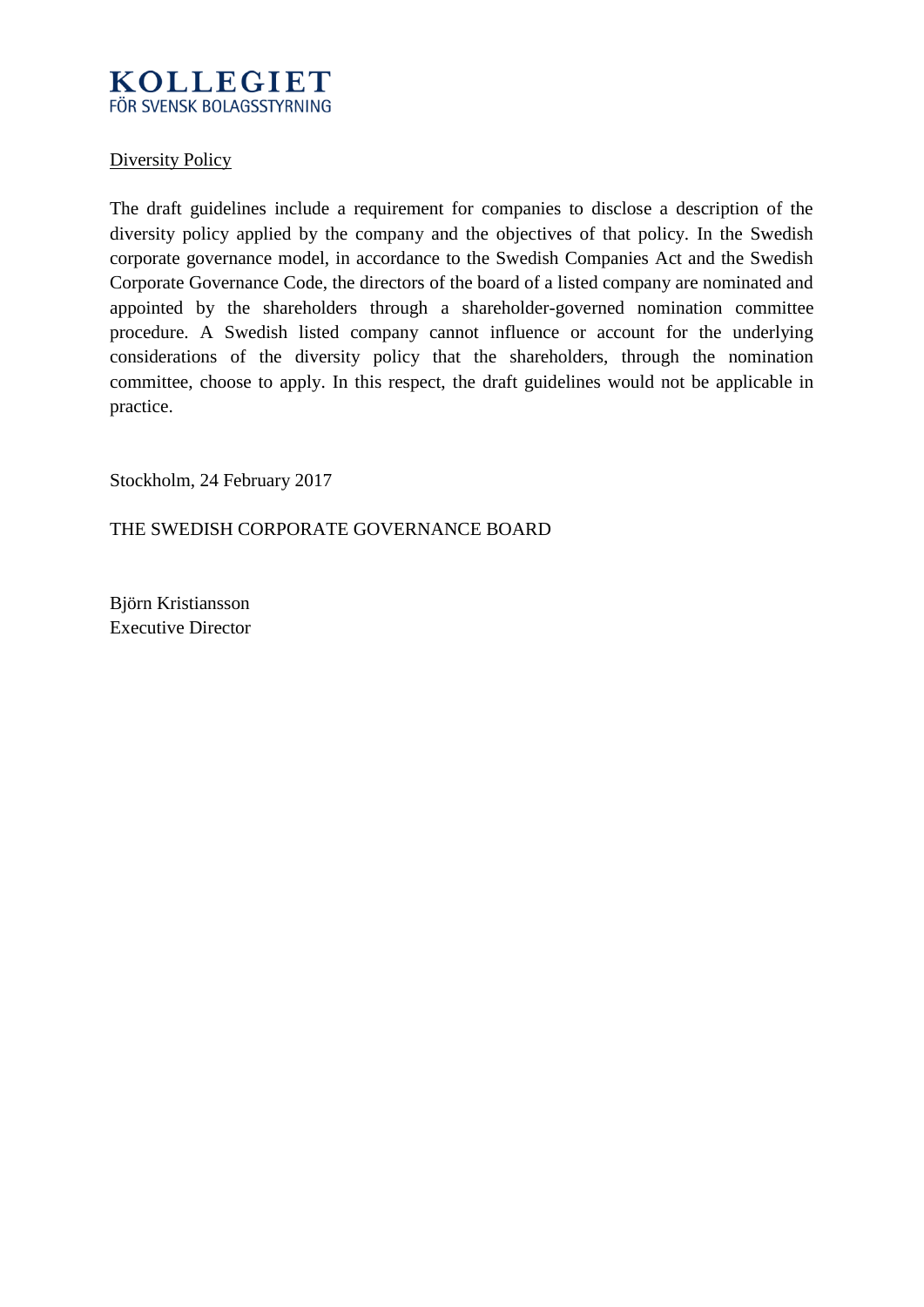KOLLEGIET
FÖR SVENSK BOLAGSSTYRNING

Diversity Policy

The draft guidelines include a requirement for companies to disclose a description of the diversity policy applied by the company and the objectives of that policy. In the Swedish corporate governance model, in accordance to the Swedish Companies Act and the Swedish Corporate Governance Code, the directors of the board of a listed company are nominated and appointed by the shareholders through a shareholder-governed nomination committee procedure. A Swedish listed company cannot influence or account for the underlying considerations of the diversity policy that the shareholders, through the nomination committee, choose to apply. In this respect, the draft guidelines would not be applicable in practice.

Stockholm, 24 February 2017

THE SWEDISH CORPORATE GOVERNANCE BOARD

Björn Kristiansson
Executive Director